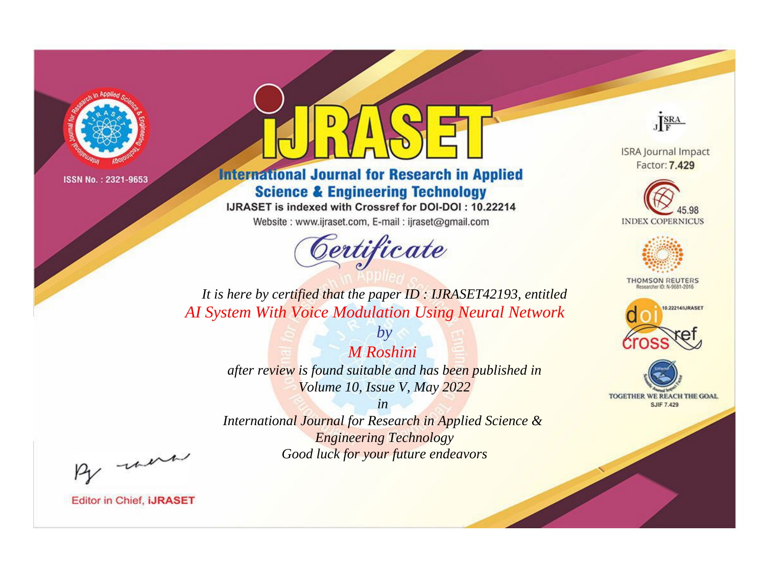ISSN No. : 2321-9653

# iJRASET

## International Journal for Research in Applied Science & Engineering Technology

IJRASET is indexed with Crossref for DOI-DOI : 10.22214

Website : www.ijraset.com, E-mail : ijraset@gmail.com

ISRA Journal Impact Factor: **7.429**

45.98 INDEX COPERNICUS

THOMSON REUTERS Researcher ID: N-9681-2016

10.22214/IJRASET

TOGETHER WE REACH THE GOAL SJIF 7.429

# *Certificate*

*It is here by certified that the paper ID : IJRASET42193, entitled*

*AI System With Voice Modulation Using Neural Network*

*by*

*M Roshini*

*after review is found suitable and has been published in*

*Volume 10, Issue V, May 2022*

*in*

*International Journal for Research in Applied Science & Engineering Technology*

*Good luck for your future endeavors*

Editor in Chief, **iJRASET**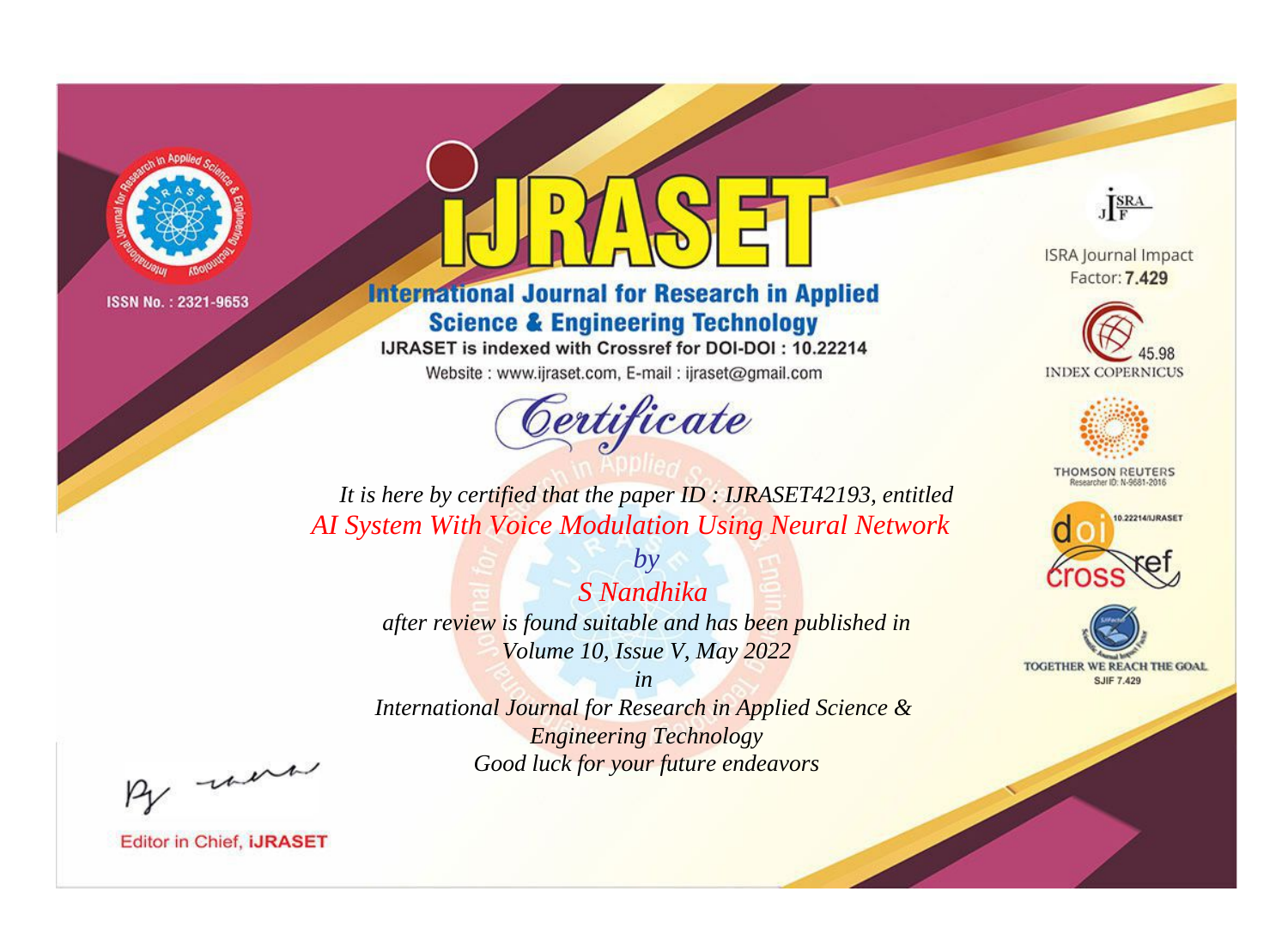ISSN No. : 2321-9653

# iJRASET

## International Journal for Research in Applied Science & Engineering Technology

IJRASET is indexed with Crossref for DOI-DOI : 10.22214

Website : www.ijraset.com, E-mail : ijraset@gmail.com

## Certificate

*It is here by certified that the paper ID : IJRASET42193, entitled*

*AI System With Voice Modulation Using Neural Network*

*by*

*S Nandhika*

*after review is found suitable and has been published in*

*Volume 10, Issue V, May 2022*

*in*

*International Journal for Research in Applied Science & Engineering Technology*

*Good luck for your future endeavors*

ISRA Journal Impact Factor: **7.429**

45.98 INDEX COPERNICUS

THOMSON REUTERS Researcher ID: N-9681-2016

10.22214/IJRASET

TOGETHER WE REACH THE GOAL SJIF 7.429

Editor in Chief, **iJRASET**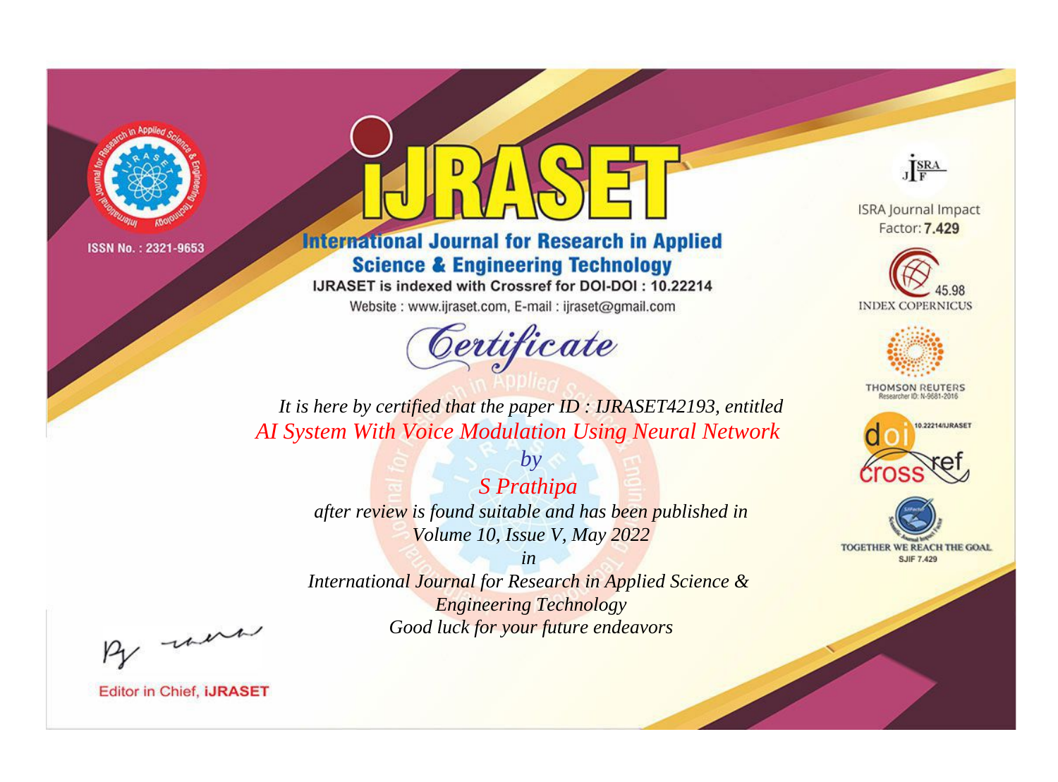ISSN No. : 2321-9653

# iJRASET

## International Journal for Research in Applied Science & Engineering Technology

IJRASET is indexed with Crossref for DOI-DOI : 10.22214

Website : www.ijraset.com, E-mail : ijraset@gmail.com

ISRA Journal Impact Factor: **7.429**

45.98 INDEX COPERNICUS

THOMSON REUTERS Researcher ID: N-9681-2016

10.22214/IJRASET

TOGETHER WE REACH THE GOAL SJIF 7.429

# *Certificate*

*It is here by certified that the paper ID : IJRASET42193, entitled*

*AI System With Voice Modulation Using Neural Network*

*by*

*S Prathipa*

*after review is found suitable and has been published in*

*Volume 10, Issue V, May 2022*

*in*

*International Journal for Research in Applied Science & Engineering Technology*

*Good luck for your future endeavors*

Editor in Chief, **iJRASET**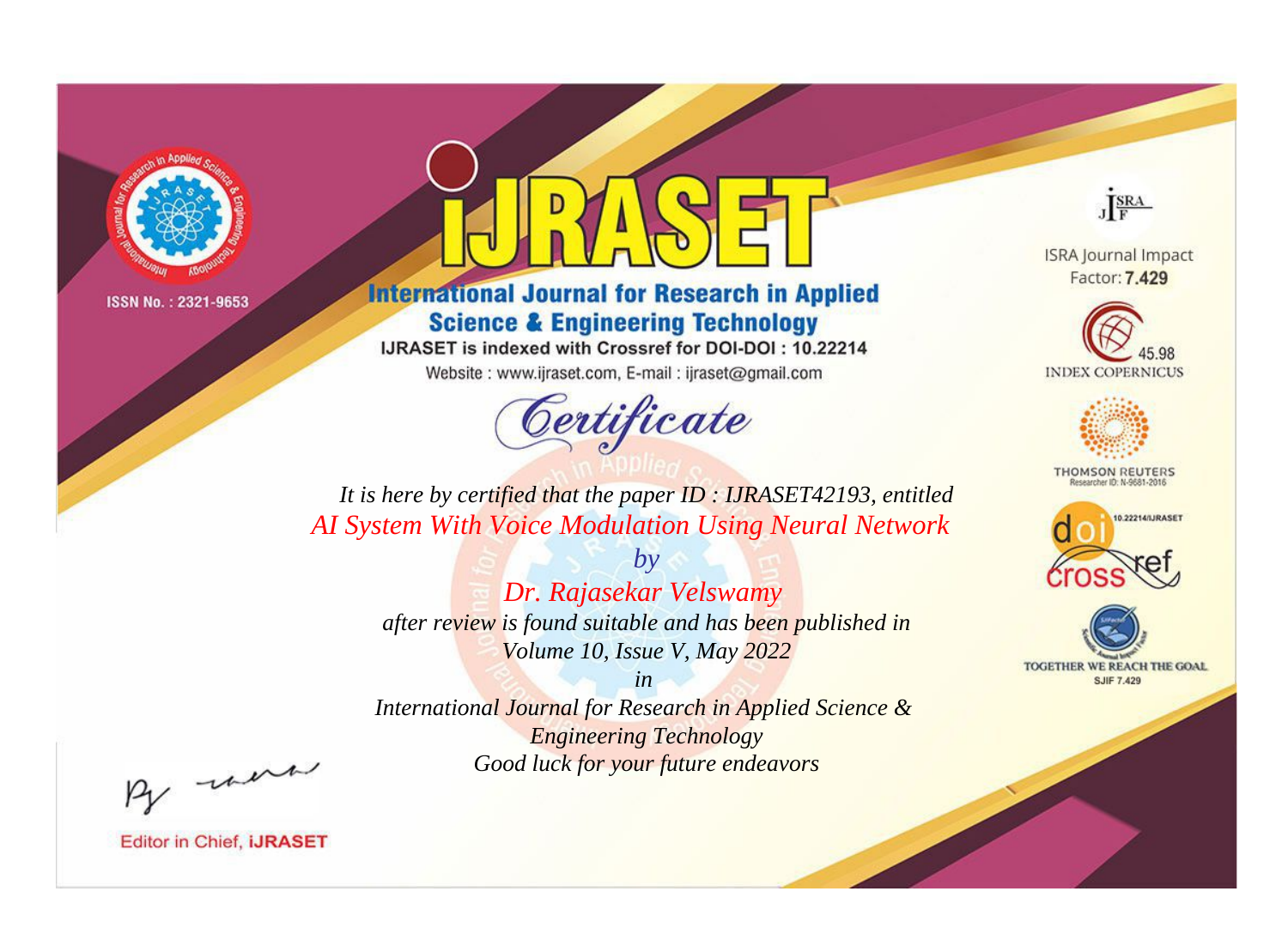ISSN No. : 2321-9653

# IJRASET

## International Journal for Research in Applied Science & Engineering Technology

IJRASET is indexed with Crossref for DOI-DOI : 10.22214

Website : www.ijraset.com, E-mail : ijraset@gmail.com

ISRA Journal Impact Factor: **7.429**

45.98 INDEX COPERNICUS

THOMSON REUTERS Researcher ID: N-9681-2016

10.22214/IJRASET

TOGETHER WE REACH THE GOAL SJIF 7.429

*Certificate*

*It is here by certified that the paper ID : IJRASET42193, entitled*

*AI System With Voice Modulation Using Neural Network*

*by*

*Dr. Rajasekar Velswamy*

*after review is found suitable and has been published in*

*Volume 10, Issue V, May 2022*

*in*

*International Journal for Research in Applied Science & Engineering Technology*

*Good luck for your future endeavors*

Editor in Chief, **iJRASET**